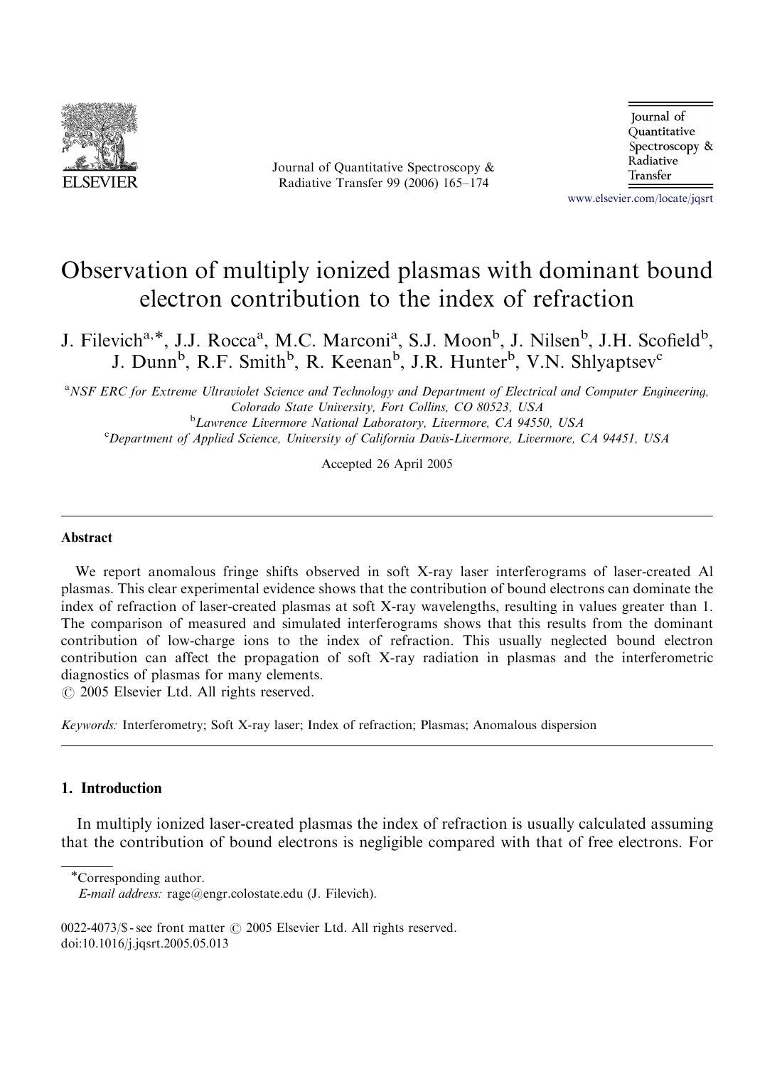# Observation of multiply ionized plasmas with dominant bound electron contribution to the index of refraction

J. Filevich[a,*], J.J. Rocca[a], M.C. Marconi[a], S.J. Moon[b], J. Nilsen[b], J.H. Scofield[b], J. Dunn[b], R.F. Smith[b], R. Keenan[b], J.R. Hunter[b], V.N. Shlyaptsev[c]

[a] NSF ERC for Extreme Ultraviolet Science and Technology and Department of Electrical and Computer Engineering, Colorado State University, Fort Collins, CO 80523, USA

[b] Lawrence Livermore National Laboratory, Livermore, CA 94550, USA

[c] Department of Applied Science, University of California Davis-Livermore, Livermore, CA 94451, USA

Accepted 26 April 2005

## Abstract

We report anomalous fringe shifts observed in soft X-ray laser interferograms of laser-created Al plasmas. This clear experimental evidence shows that the contribution of bound electrons can dominate the index of refraction of laser-created plasmas at soft X-ray wavelengths, resulting in values greater than 1. The comparison of measured and simulated interferograms shows that this results from the dominant contribution of low-charge ions to the index of refraction. This usually neglected bound electron contribution can affect the propagation of soft X-ray radiation in plasmas and the interferometric diagnostics of plasmas for many elements.

© 2005 Elsevier Ltd. All rights reserved.

*Keywords:* Interferometry; Soft X-ray laser; Index of refraction; Plasmas; Anomalous dispersion

## 1. Introduction

In multiply ionized laser-created plasmas the index of refraction is usually calculated assuming that the contribution of bound electrons is negligible compared with that of free electrons. For

*Corresponding author.
*E-mail address:* rage@engr.colostate.edu (J. Filevich).

0022-4073/$ - see front matter © 2005 Elsevier Ltd. All rights reserved.
doi:10.1016/j.jqsrt.2005.05.013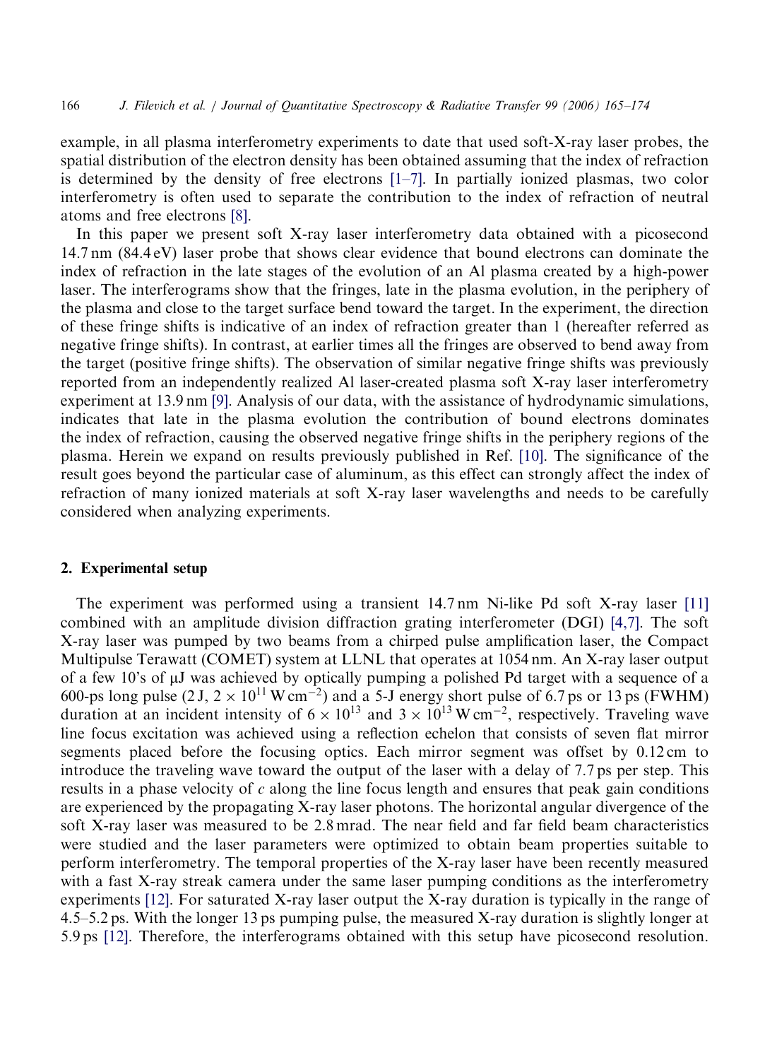example, in all plasma interferometry experiments to date that used soft-X-ray laser probes, the spatial distribution of the electron density has been obtained assuming that the index of refraction is determined by the density of free electrons [1–7]. In partially ionized plasmas, two color interferometry is often used to separate the contribution to the index of refraction of neutral atoms and free electrons [8].

In this paper we present soft X-ray laser interferometry data obtained with a picosecond 14.7 nm (84.4 eV) laser probe that shows clear evidence that bound electrons can dominate the index of refraction in the late stages of the evolution of an Al plasma created by a high-power laser. The interferograms show that the fringes, late in the plasma evolution, in the periphery of the plasma and close to the target surface bend toward the target. In the experiment, the direction of these fringe shifts is indicative of an index of refraction greater than 1 (hereafter referred as negative fringe shifts). In contrast, at earlier times all the fringes are observed to bend away from the target (positive fringe shifts). The observation of similar negative fringe shifts was previously reported from an independently realized Al laser-created plasma soft X-ray laser interferometry experiment at 13.9 nm [9]. Analysis of our data, with the assistance of hydrodynamic simulations, indicates that late in the plasma evolution the contribution of bound electrons dominates the index of refraction, causing the observed negative fringe shifts in the periphery regions of the plasma. Herein we expand on results previously published in Ref. [10]. The significance of the result goes beyond the particular case of aluminum, as this effect can strongly affect the index of refraction of many ionized materials at soft X-ray laser wavelengths and needs to be carefully considered when analyzing experiments.

## 2. Experimental setup

The experiment was performed using a transient 14.7 nm Ni-like Pd soft X-ray laser [11] combined with an amplitude division diffraction grating interferometer (DGI) [4,7]. The soft X-ray laser was pumped by two beams from a chirped pulse amplification laser, the Compact Multipulse Terawatt (COMET) system at LLNL that operates at 1054 nm. An X-ray laser output of a few 10's of μJ was achieved by optically pumping a polished Pd target with a sequence of a 600-ps long pulse (2 J, $2 \times 10^{11}$ W cm$^{-2}$) and a 5-J energy short pulse of 6.7 ps or 13 ps (FWHM) duration at an incident intensity of $6 \times 10^{13}$ and $3 \times 10^{13}$ W cm$^{-2}$, respectively. Traveling wave line focus excitation was achieved using a reflection echelon that consists of seven flat mirror segments placed before the focusing optics. Each mirror segment was offset by 0.12 cm to introduce the traveling wave toward the output of the laser with a delay of 7.7 ps per step. This results in a phase velocity of $c$ along the line focus length and ensures that peak gain conditions are experienced by the propagating X-ray laser photons. The horizontal angular divergence of the soft X-ray laser was measured to be 2.8 mrad. The near field and far field beam characteristics were studied and the laser parameters were optimized to obtain beam properties suitable to perform interferometry. The temporal properties of the X-ray laser have been recently measured with a fast X-ray streak camera under the same laser pumping conditions as the interferometry experiments [12]. For saturated X-ray laser output the X-ray duration is typically in the range of 4.5–5.2 ps. With the longer 13 ps pumping pulse, the measured X-ray duration is slightly longer at 5.9 ps [12]. Therefore, the interferograms obtained with this setup have picosecond resolution.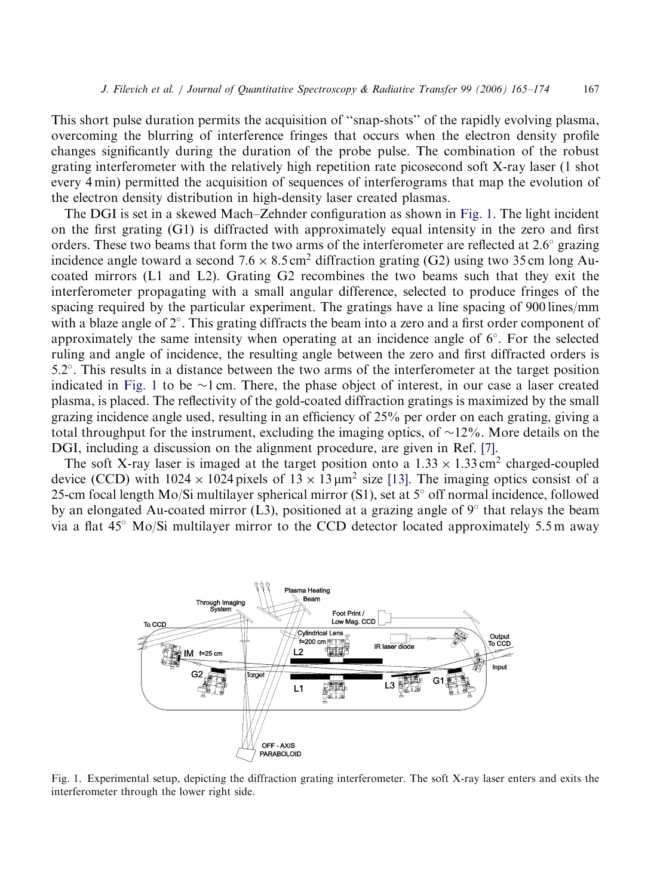This short pulse duration permits the acquisition of "snap-shots" of the rapidly evolving plasma, overcoming the blurring of interference fringes that occurs when the electron density profile changes significantly during the duration of the probe pulse. The combination of the robust grating interferometer with the relatively high repetition rate picosecond soft X-ray laser (1 shot every 4 min) permitted the acquisition of sequences of interferograms that map the evolution of the electron density distribution in high-density laser created plasmas.

The DGI is set in a skewed Mach–Zehnder configuration as shown in Fig. 1. The light incident on the first grating (G1) is diffracted with approximately equal intensity in the zero and first orders. These two beams that form the two arms of the interferometer are reflected at 2.6° grazing incidence angle toward a second $7.6 \times 8.5\,\text{cm}^2$ diffraction grating (G2) using two 35 cm long Au-coated mirrors (L1 and L2). Grating G2 recombines the two beams such that they exit the interferometer propagating with a small angular difference, selected to produce fringes of the spacing required by the particular experiment. The gratings have a line spacing of 900 lines/mm with a blaze angle of 2°. This grating diffracts the beam into a zero and a first order component of approximately the same intensity when operating at an incidence angle of 6°. For the selected ruling and angle of incidence, the resulting angle between the zero and first diffracted orders is 5.2°. This results in a distance between the two arms of the interferometer at the target position indicated in Fig. 1 to be ~1 cm. There, the phase object of interest, in our case a laser created plasma, is placed. The reflectivity of the gold-coated diffraction gratings is maximized by the small grazing incidence angle used, resulting in an efficiency of 25% per order on each grating, giving a total throughput for the instrument, excluding the imaging optics, of ~12%. More details on the DGI, including a discussion on the alignment procedure, are given in Ref. [7].

The soft X-ray laser is imaged at the target position onto a $1.33 \times 1.33\,\text{cm}^2$ charged-coupled device (CCD) with $1024 \times 1024$ pixels of $13 \times 13\,\mu\text{m}^2$ size [13]. The imaging optics consist of a 25-cm focal length Mo/Si multilayer spherical mirror (S1), set at 5° off normal incidence, followed by an elongated Au-coated mirror (L3), positioned at a grazing angle of 9° that relays the beam via a flat 45° Mo/Si multilayer mirror to the CCD detector located approximately 5.5 m away

Fig. 1. Experimental setup, depicting the diffraction grating interferometer. The soft X-ray laser enters and exits the interferometer through the lower right side.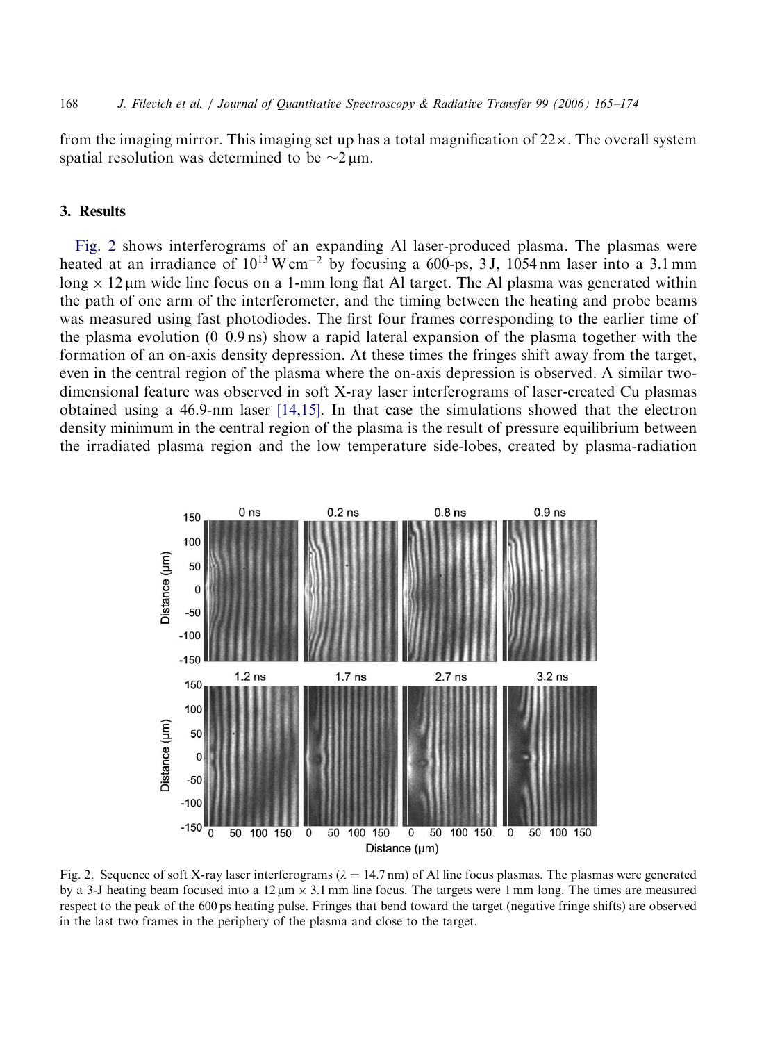from the imaging mirror. This imaging set up has a total magnification of 22×. The overall system spatial resolution was determined to be ~2 μm.

## 3. Results

Fig. 2 shows interferograms of an expanding Al laser-produced plasma. The plasmas were heated at an irradiance of $10^{13}$ W cm$^{-2}$ by focusing a 600-ps, 3 J, 1054 nm laser into a 3.1 mm long × 12 μm wide line focus on a 1-mm long flat Al target. The Al plasma was generated within the path of one arm of the interferometer, and the timing between the heating and probe beams was measured using fast photodiodes. The first four frames corresponding to the earlier time of the plasma evolution (0–0.9 ns) show a rapid lateral expansion of the plasma together with the formation of an on-axis density depression. At these times the fringes shift away from the target, even in the central region of the plasma where the on-axis depression is observed. A similar two-dimensional feature was observed in soft X-ray laser interferograms of laser-created Cu plasmas obtained using a 46.9-nm laser [14,15]. In that case the simulations showed that the electron density minimum in the central region of the plasma is the result of pressure equilibrium between the irradiated plasma region and the low temperature side-lobes, created by plasma-radiation

Fig. 2. Sequence of soft X-ray laser interferograms ($\lambda = 14.7$ nm) of Al line focus plasmas. The plasmas were generated by a 3-J heating beam focused into a 12 μm × 3.1 mm line focus. The targets were 1 mm long. The times are measured respect to the peak of the 600 ps heating pulse. Fringes that bend toward the target (negative fringe shifts) are observed in the last two frames in the periphery of the plasma and close to the target.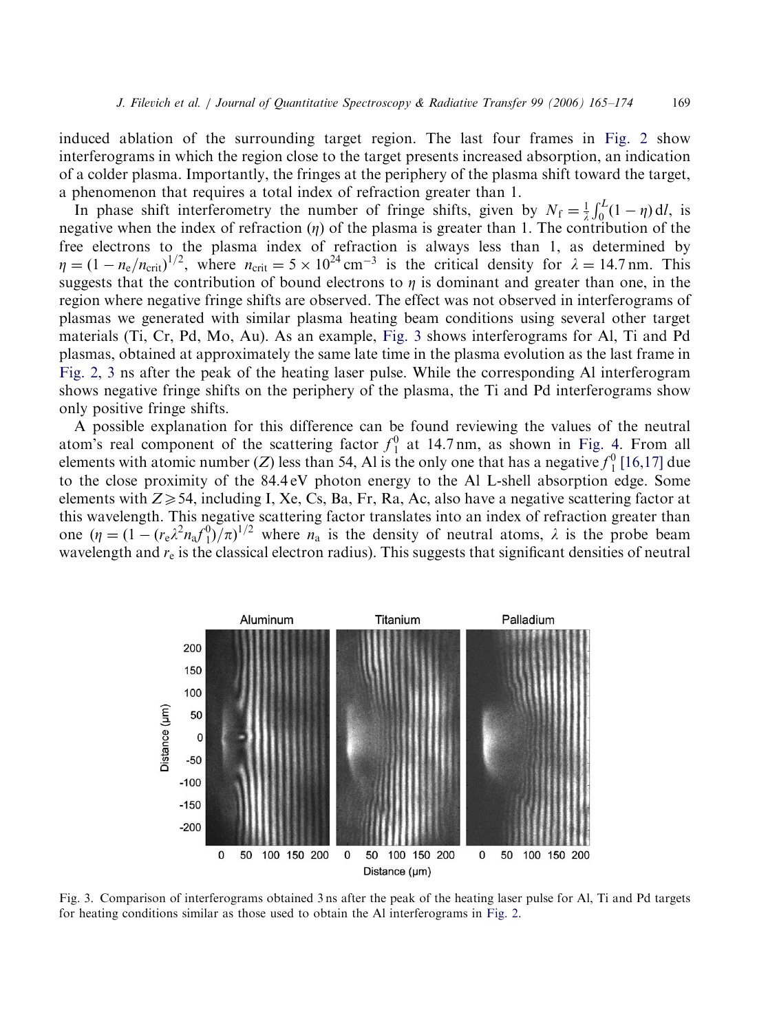induced ablation of the surrounding target region. The last four frames in Fig. 2 show interferograms in which the region close to the target presents increased absorption, an indication of a colder plasma. Importantly, the fringes at the periphery of the plasma shift toward the target, a phenomenon that requires a total index of refraction greater than 1.

In phase shift interferometry the number of fringe shifts, given by $N_f = \frac{1}{\lambda}\int_0^L (1-\eta)\,dl$, is negative when the index of refraction ($\eta$) of the plasma is greater than 1. The contribution of the free electrons to the plasma index of refraction is always less than 1, as determined by $\eta = (1 - n_e/n_{crit})^{1/2}$, where $n_{crit} = 5 \times 10^{24}\,\text{cm}^{-3}$ is the critical density for $\lambda = 14.7\,\text{nm}$. This suggests that the contribution of bound electrons to $\eta$ is dominant and greater than one, in the region where negative fringe shifts are observed. The effect was not observed in interferograms of plasmas we generated with similar plasma heating beam conditions using several other target materials (Ti, Cr, Pd, Mo, Au). As an example, Fig. 3 shows interferograms for Al, Ti and Pd plasmas, obtained at approximately the same late time in the plasma evolution as the last frame in Fig. 2, 3 ns after the peak of the heating laser pulse. While the corresponding Al interferogram shows negative fringe shifts on the periphery of the plasma, the Ti and Pd interferograms show only positive fringe shifts.

A possible explanation for this difference can be found reviewing the values of the neutral atom's real component of the scattering factor $f_1^0$ at 14.7 nm, as shown in Fig. 4. From all elements with atomic number ($Z$) less than 54, Al is the only one that has a negative $f_1^0$ [16,17] due to the close proximity of the 84.4 eV photon energy to the Al L-shell absorption edge. Some elements with $Z \geqslant 54$, including I, Xe, Cs, Ba, Fr, Ra, Ac, also have a negative scattering factor at this wavelength. This negative scattering factor translates into an index of refraction greater than one ($\eta = (1 - (r_e\lambda^2 n_a f_1^0)/\pi)^{1/2}$ where $n_a$ is the density of neutral atoms, $\lambda$ is the probe beam wavelength and $r_e$ is the classical electron radius). This suggests that significant densities of neutral

Fig. 3. Comparison of interferograms obtained 3 ns after the peak of the heating laser pulse for Al, Ti and Pd targets for heating conditions similar as those used to obtain the Al interferograms in Fig. 2.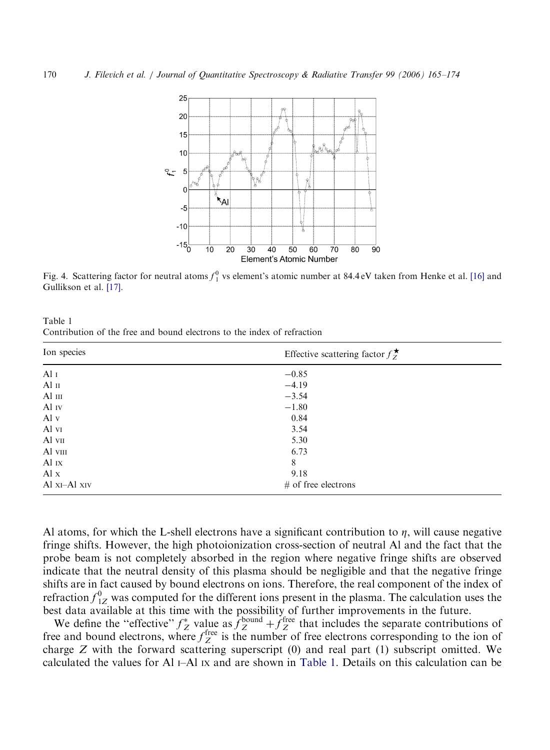Fig. 4. Scattering factor for neutral atoms $f_1^0$ vs element's atomic number at 84.4 eV taken from Henke et al. [16] and Gullikson et al. [17].

Table 1
Contribution of the free and bound electrons to the index of refraction

| Ion species | Effective scattering factor $f_Z^{\star}$ |
|---|---|
| Al I | −0.85 |
| Al II | −4.19 |
| Al III | −3.54 |
| Al IV | −1.80 |
| Al V | 0.84 |
| Al VI | 3.54 |
| Al VII | 5.30 |
| Al VIII | 6.73 |
| Al IX | 8 |
| Al X | 9.18 |
| Al XI–Al XIV | # of free electrons |

Al atoms, for which the L-shell electrons have a significant contribution to $\eta$, will cause negative fringe shifts. However, the high photoionization cross-section of neutral Al and the fact that the probe beam is not completely absorbed in the region where negative fringe shifts are observed indicate that the neutral density of this plasma should be negligible and that the negative fringe shifts are in fact caused by bound electrons on ions. Therefore, the real component of the index of refraction $f_{1Z}^0$ was computed for the different ions present in the plasma. The calculation uses the best data available at this time with the possibility of further improvements in the future.

We define the "effective" $f_Z^*$ value as $f_Z^{\text{bound}} + f_Z^{\text{free}}$ that includes the separate contributions of free and bound electrons, where $f_Z^{\text{free}}$ is the number of free electrons corresponding to the ion of charge $Z$ with the forward scattering superscript (0) and real part (1) subscript omitted. We calculated the values for Al I–Al IX and are shown in Table 1. Details on this calculation can be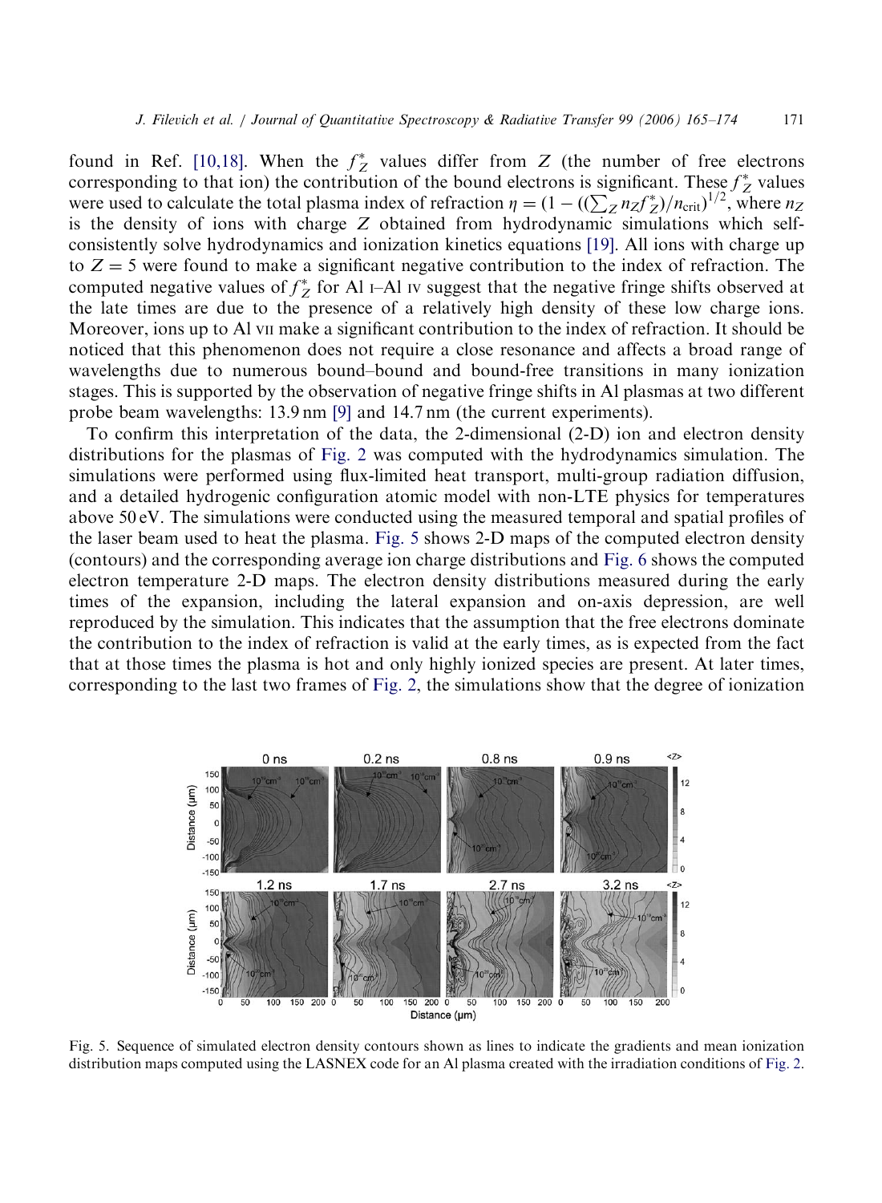found in Ref. [10,18]. When the $f_Z^*$ values differ from $Z$ (the number of free electrons corresponding to that ion) the contribution of the bound electrons is significant. These $f_Z^*$ values were used to calculate the total plasma index of refraction $\eta = (1 - ((\sum_Z n_Z f_Z^*)/n_{\mathrm{crit}})^{1/2}$, where $n_Z$ is the density of ions with charge $Z$ obtained from hydrodynamic simulations which self-consistently solve hydrodynamics and ionization kinetics equations [19]. All ions with charge up to $Z = 5$ were found to make a significant negative contribution to the index of refraction. The computed negative values of $f_Z^*$ for Al I–Al IV suggest that the negative fringe shifts observed at the late times are due to the presence of a relatively high density of these low charge ions. Moreover, ions up to Al VII make a significant contribution to the index of refraction. It should be noticed that this phenomenon does not require a close resonance and affects a broad range of wavelengths due to numerous bound–bound and bound-free transitions in many ionization stages. This is supported by the observation of negative fringe shifts in Al plasmas at two different probe beam wavelengths: 13.9 nm [9] and 14.7 nm (the current experiments).

To confirm this interpretation of the data, the 2-dimensional (2-D) ion and electron density distributions for the plasmas of Fig. 2 was computed with the hydrodynamics simulation. The simulations were performed using flux-limited heat transport, multi-group radiation diffusion, and a detailed hydrogenic configuration atomic model with non-LTE physics for temperatures above 50 eV. The simulations were conducted using the measured temporal and spatial profiles of the laser beam used to heat the plasma. Fig. 5 shows 2-D maps of the computed electron density (contours) and the corresponding average ion charge distributions and Fig. 6 shows the computed electron temperature 2-D maps. The electron density distributions measured during the early times of the expansion, including the lateral expansion and on-axis depression, are well reproduced by the simulation. This indicates that the assumption that the free electrons dominate the contribution to the index of refraction is valid at the early times, as is expected from the fact that at those times the plasma is hot and only highly ionized species are present. At later times, corresponding to the last two frames of Fig. 2, the simulations show that the degree of ionization

Fig. 5. Sequence of simulated electron density contours shown as lines to indicate the gradients and mean ionization distribution maps computed using the LASNEX code for an Al plasma created with the irradiation conditions of Fig. 2.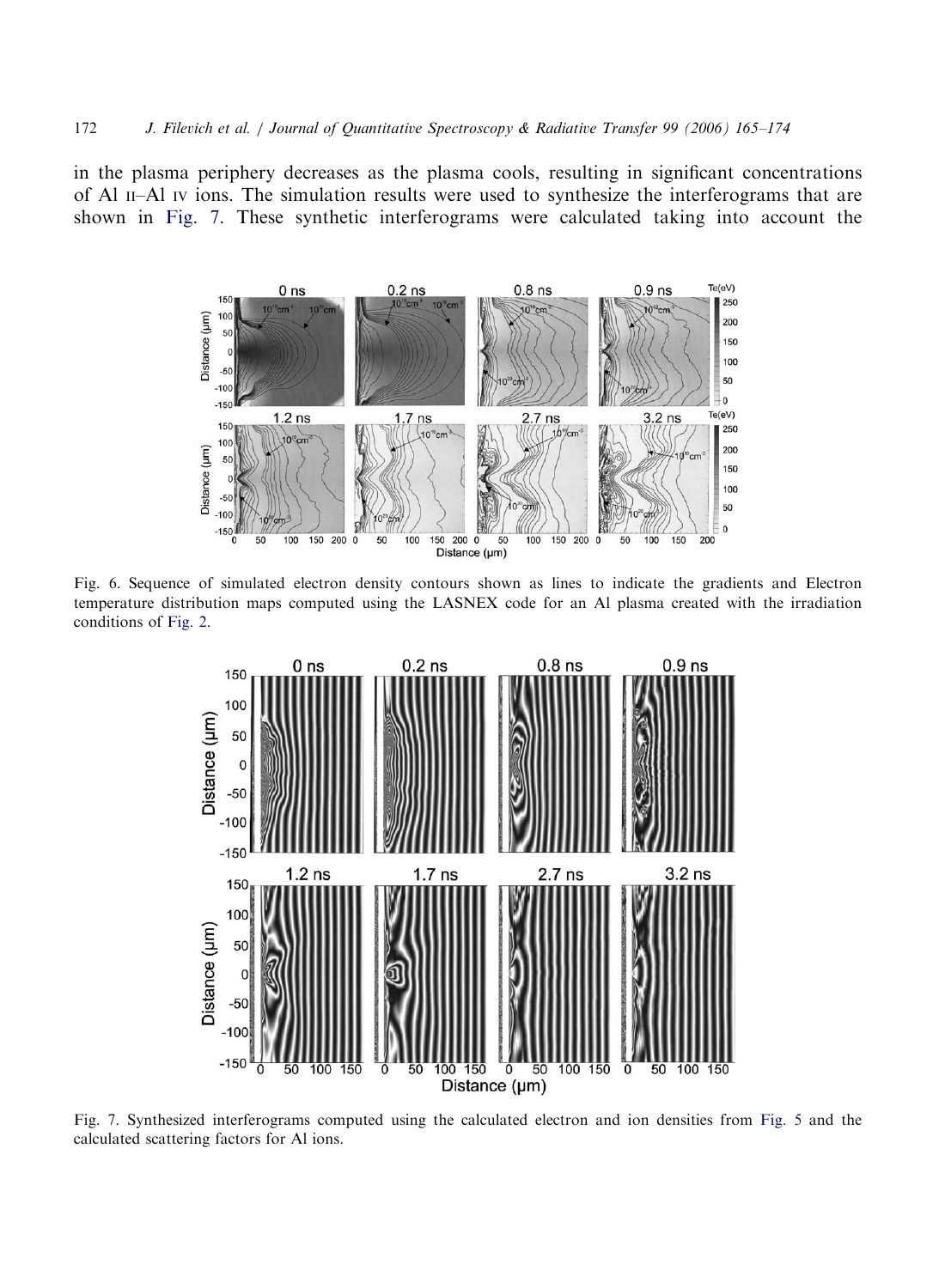in the plasma periphery decreases as the plasma cools, resulting in significant concentrations of Al II–Al IV ions. The simulation results were used to synthesize the interferograms that are shown in Fig. 7. These synthetic interferograms were calculated taking into account the

Fig. 6. Sequence of simulated electron density contours shown as lines to indicate the gradients and Electron temperature distribution maps computed using the LASNEX code for an Al plasma created with the irradiation conditions of Fig. 2.

Fig. 7. Synthesized interferograms computed using the calculated electron and ion densities from Fig. 5 and the calculated scattering factors for Al ions.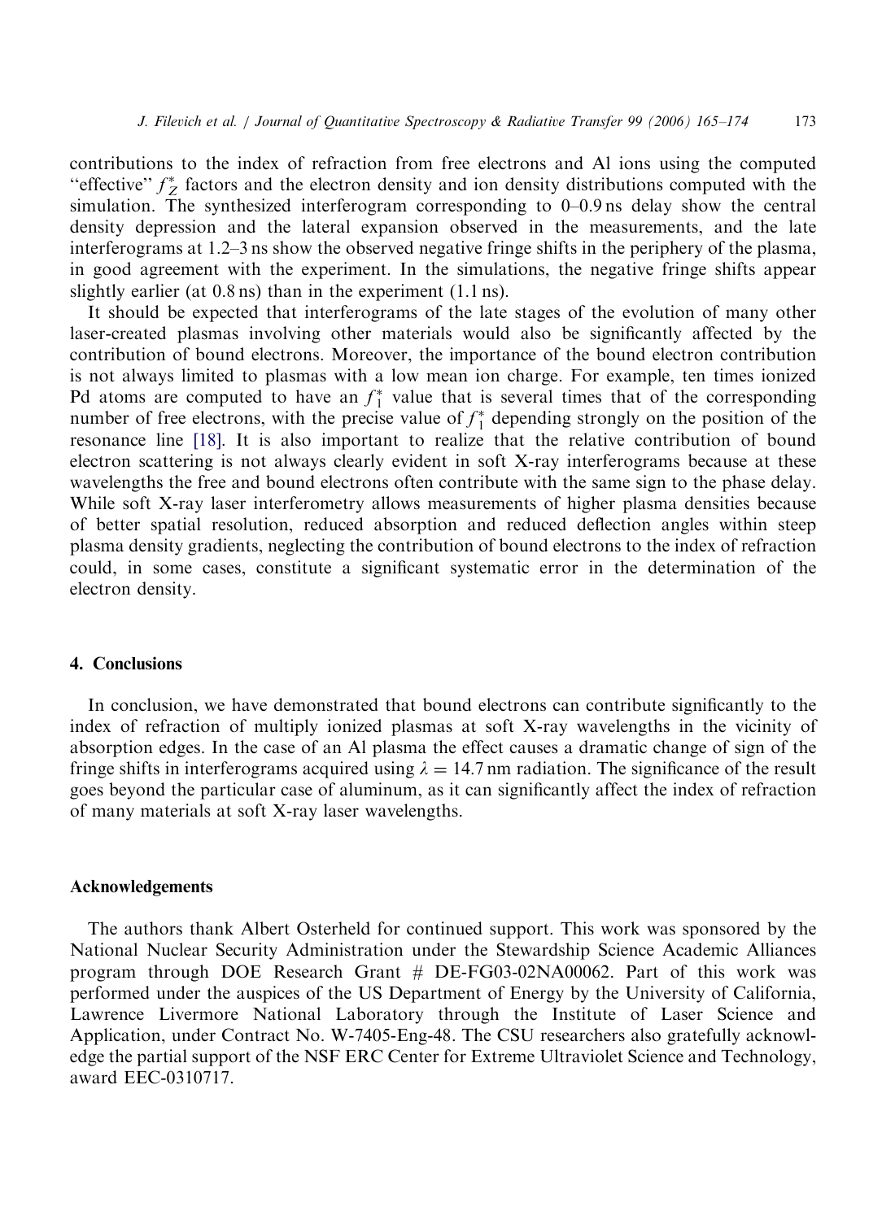contributions to the index of refraction from free electrons and Al ions using the computed "effective" $f_Z^*$ factors and the electron density and ion density distributions computed with the simulation. The synthesized interferogram corresponding to 0–0.9 ns delay show the central density depression and the lateral expansion observed in the measurements, and the late interferograms at 1.2–3 ns show the observed negative fringe shifts in the periphery of the plasma, in good agreement with the experiment. In the simulations, the negative fringe shifts appear slightly earlier (at 0.8 ns) than in the experiment (1.1 ns).

It should be expected that interferograms of the late stages of the evolution of many other laser-created plasmas involving other materials would also be significantly affected by the contribution of bound electrons. Moreover, the importance of the bound electron contribution is not always limited to plasmas with a low mean ion charge. For example, ten times ionized Pd atoms are computed to have an $f_1^*$ value that is several times that of the corresponding number of free electrons, with the precise value of $f_1^*$ depending strongly on the position of the resonance line [18]. It is also important to realize that the relative contribution of bound electron scattering is not always clearly evident in soft X-ray interferograms because at these wavelengths the free and bound electrons often contribute with the same sign to the phase delay. While soft X-ray laser interferometry allows measurements of higher plasma densities because of better spatial resolution, reduced absorption and reduced deflection angles within steep plasma density gradients, neglecting the contribution of bound electrons to the index of refraction could, in some cases, constitute a significant systematic error in the determination of the electron density.

## 4. Conclusions

In conclusion, we have demonstrated that bound electrons can contribute significantly to the index of refraction of multiply ionized plasmas at soft X-ray wavelengths in the vicinity of absorption edges. In the case of an Al plasma the effect causes a dramatic change of sign of the fringe shifts in interferograms acquired using $\lambda = 14.7$ nm radiation. The significance of the result goes beyond the particular case of aluminum, as it can significantly affect the index of refraction of many materials at soft X-ray laser wavelengths.

## Acknowledgements

The authors thank Albert Osterheld for continued support. This work was sponsored by the National Nuclear Security Administration under the Stewardship Science Academic Alliances program through DOE Research Grant # DE-FG03-02NA00062. Part of this work was performed under the auspices of the US Department of Energy by the University of California, Lawrence Livermore National Laboratory through the Institute of Laser Science and Application, under Contract No. W-7405-Eng-48. The CSU researchers also gratefully acknowledge the partial support of the NSF ERC Center for Extreme Ultraviolet Science and Technology, award EEC-0310717.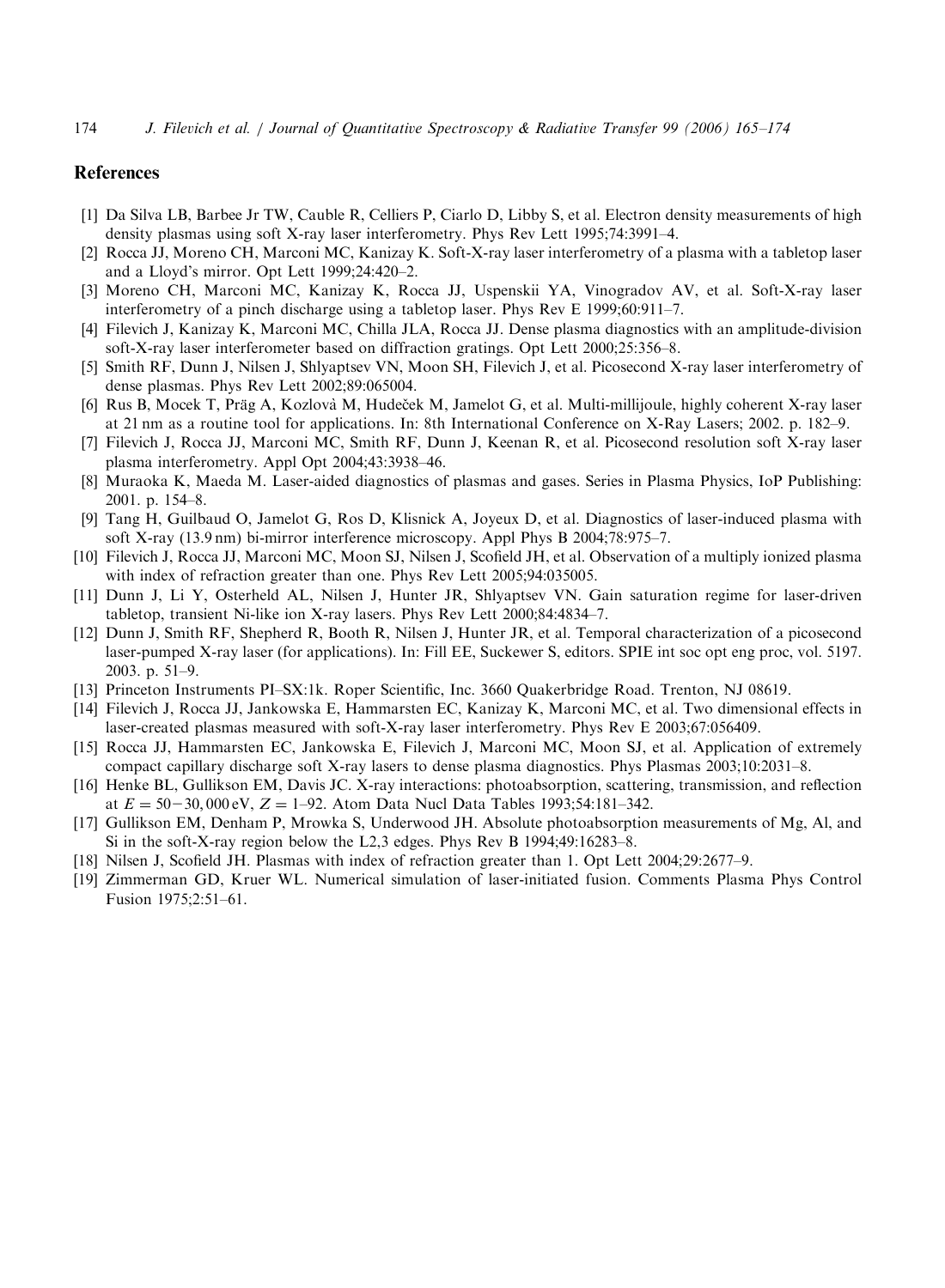## References

[1] Da Silva LB, Barbee Jr TW, Cauble R, Celliers P, Ciarlo D, Libby S, et al. Electron density measurements of high density plasmas using soft X-ray laser interferometry. Phys Rev Lett 1995;74:3991–4.

[2] Rocca JJ, Moreno CH, Marconi MC, Kanizay K. Soft-X-ray laser interferometry of a plasma with a tabletop laser and a Lloyd's mirror. Opt Lett 1999;24:420–2.

[3] Moreno CH, Marconi MC, Kanizay K, Rocca JJ, Uspenskii YA, Vinogradov AV, et al. Soft-X-ray laser interferometry of a pinch discharge using a tabletop laser. Phys Rev E 1999;60:911–7.

[4] Filevich J, Kanizay K, Marconi MC, Chilla JLA, Rocca JJ. Dense plasma diagnostics with an amplitude-division soft-X-ray laser interferometer based on diffraction gratings. Opt Lett 2000;25:356–8.

[5] Smith RF, Dunn J, Nilsen J, Shlyaptsev VN, Moon SH, Filevich J, et al. Picosecond X-ray laser interferometry of dense plasmas. Phys Rev Lett 2002;89:065004.

[6] Rus B, Mocek T, Präg A, Kozlovà M, Hudeček M, Jamelot G, et al. Multi-millijoule, highly coherent X-ray laser at 21 nm as a routine tool for applications. In: 8th International Conference on X-Ray Lasers; 2002. p. 182–9.

[7] Filevich J, Rocca JJ, Marconi MC, Smith RF, Dunn J, Keenan R, et al. Picosecond resolution soft X-ray laser plasma interferometry. Appl Opt 2004;43:3938–46.

[8] Muraoka K, Maeda M. Laser-aided diagnostics of plasmas and gases. Series in Plasma Physics, IoP Publishing: 2001. p. 154–8.

[9] Tang H, Guilbaud O, Jamelot G, Ros D, Klisnick A, Joyeux D, et al. Diagnostics of laser-induced plasma with soft X-ray (13.9 nm) bi-mirror interference microscopy. Appl Phys B 2004;78:975–7.

[10] Filevich J, Rocca JJ, Marconi MC, Moon SJ, Nilsen J, Scofield JH, et al. Observation of a multiply ionized plasma with index of refraction greater than one. Phys Rev Lett 2005;94:035005.

[11] Dunn J, Li Y, Osterheld AL, Nilsen J, Hunter JR, Shlyaptsev VN. Gain saturation regime for laser-driven tabletop, transient Ni-like ion X-ray lasers. Phys Rev Lett 2000;84:4834–7.

[12] Dunn J, Smith RF, Shepherd R, Booth R, Nilsen J, Hunter JR, et al. Temporal characterization of a picosecond laser-pumped X-ray laser (for applications). In: Fill EE, Suckewer S, editors. SPIE int soc opt eng proc, vol. 5197. 2003. p. 51–9.

[13] Princeton Instruments PI–SX:1k. Roper Scientific, Inc. 3660 Quakerbridge Road. Trenton, NJ 08619.

[14] Filevich J, Rocca JJ, Jankowska E, Hammarsten EC, Kanizay K, Marconi MC, et al. Two dimensional effects in laser-created plasmas measured with soft-X-ray laser interferometry. Phys Rev E 2003;67:056409.

[15] Rocca JJ, Hammarsten EC, Jankowska E, Filevich J, Marconi MC, Moon SJ, et al. Application of extremely compact capillary discharge soft X-ray lasers to dense plasma diagnostics. Phys Plasmas 2003;10:2031–8.

[16] Henke BL, Gullikson EM, Davis JC. X-ray interactions: photoabsorption, scattering, transmission, and reflection at $E = 50-30,000$ eV, $Z = 1$–92. Atom Data Nucl Data Tables 1993;54:181–342.

[17] Gullikson EM, Denham P, Mrowka S, Underwood JH. Absolute photoabsorption measurements of Mg, Al, and Si in the soft-X-ray region below the L2,3 edges. Phys Rev B 1994;49:16283–8.

[18] Nilsen J, Scofield JH. Plasmas with index of refraction greater than 1. Opt Lett 2004;29:2677–9.

[19] Zimmerman GD, Kruer WL. Numerical simulation of laser-initiated fusion. Comments Plasma Phys Control Fusion 1975;2:51–61.